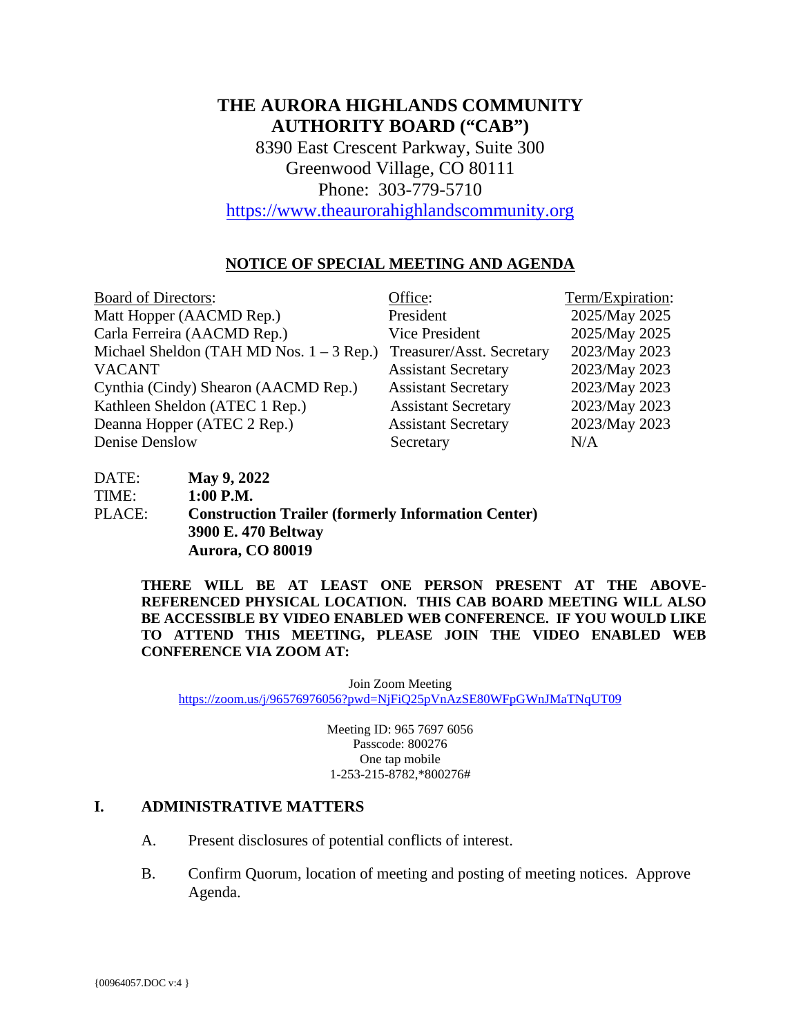# THE AURORA HIGHLANDS COMMUNITY AUTHORITY BOARD ("CAB")

8390 East Crescent Parkway, Suite 300
Greenwood Village, CO 80111
Phone: 303-779-5710
https://www.theaurorahighlandscommunity.org

## NOTICE OF SPECIAL MEETING AND AGENDA

| Board of Directors: | Office: | Term/Expiration: |
|---|---|---|
| Matt Hopper (AACMD Rep.) | President | 2025/May 2025 |
| Carla Ferreira (AACMD Rep.) | Vice President | 2025/May 2025 |
| Michael Sheldon (TAH MD Nos. 1 – 3 Rep.) | Treasurer/Asst. Secretary | 2023/May 2023 |
| VACANT | Assistant Secretary | 2023/May 2023 |
| Cynthia (Cindy) Shearon (AACMD Rep.) | Assistant Secretary | 2023/May 2023 |
| Kathleen Sheldon (ATEC 1 Rep.) | Assistant Secretary | 2023/May 2023 |
| Deanna Hopper (ATEC 2 Rep.) | Assistant Secretary | 2023/May 2023 |
| Denise Denslow | Secretary | N/A |

DATE: **May 9, 2022**
TIME: **1:00 P.M.**
PLACE: **Construction Trailer (formerly Information Center)**
**3900 E. 470 Beltway**
**Aurora, CO 80019**

**THERE WILL BE AT LEAST ONE PERSON PRESENT AT THE ABOVE-REFERENCED PHYSICAL LOCATION. THIS CAB BOARD MEETING WILL ALSO BE ACCESSIBLE BY VIDEO ENABLED WEB CONFERENCE. IF YOU WOULD LIKE TO ATTEND THIS MEETING, PLEASE JOIN THE VIDEO ENABLED WEB CONFERENCE VIA ZOOM AT:**

Join Zoom Meeting
https://zoom.us/j/96576976056?pwd=NjFiQ25pVnAzSE80WFpGWnJMaTNqUT09

Meeting ID: 965 7697 6056
Passcode: 800276
One tap mobile
1-253-215-8782,,*800276#

## I. ADMINISTRATIVE MATTERS

A. Present disclosures of potential conflicts of interest.

B. Confirm Quorum, location of meeting and posting of meeting notices. Approve Agenda.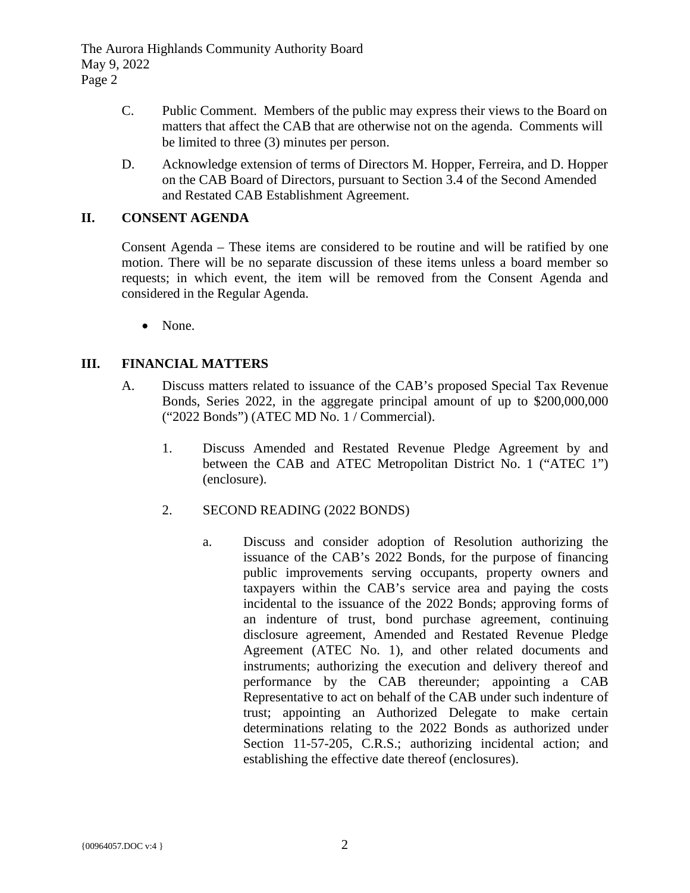C. Public Comment. Members of the public may express their views to the Board on matters that affect the CAB that are otherwise not on the agenda. Comments will be limited to three (3) minutes per person.

D. Acknowledge extension of terms of Directors M. Hopper, Ferreira, and D. Hopper on the CAB Board of Directors, pursuant to Section 3.4 of the Second Amended and Restated CAB Establishment Agreement.

## II. CONSENT AGENDA

Consent Agenda – These items are considered to be routine and will be ratified by one motion. There will be no separate discussion of these items unless a board member so requests; in which event, the item will be removed from the Consent Agenda and considered in the Regular Agenda.

- None.

## III. FINANCIAL MATTERS

A. Discuss matters related to issuance of the CAB's proposed Special Tax Revenue Bonds, Series 2022, in the aggregate principal amount of up to $200,000,000 ("2022 Bonds") (ATEC MD No. 1 / Commercial).

1. Discuss Amended and Restated Revenue Pledge Agreement by and between the CAB and ATEC Metropolitan District No. 1 ("ATEC 1") (enclosure).

2. SECOND READING (2022 BONDS)

   a. Discuss and consider adoption of Resolution authorizing the issuance of the CAB's 2022 Bonds, for the purpose of financing public improvements serving occupants, property owners and taxpayers within the CAB's service area and paying the costs incidental to the issuance of the 2022 Bonds; approving forms of an indenture of trust, bond purchase agreement, continuing disclosure agreement, Amended and Restated Revenue Pledge Agreement (ATEC No. 1), and other related documents and instruments; authorizing the execution and delivery thereof and performance by the CAB thereunder; appointing a CAB Representative to act on behalf of the CAB under such indenture of trust; appointing an Authorized Delegate to make certain determinations relating to the 2022 Bonds as authorized under Section 11-57-205, C.R.S.; authorizing incidental action; and establishing the effective date thereof (enclosures).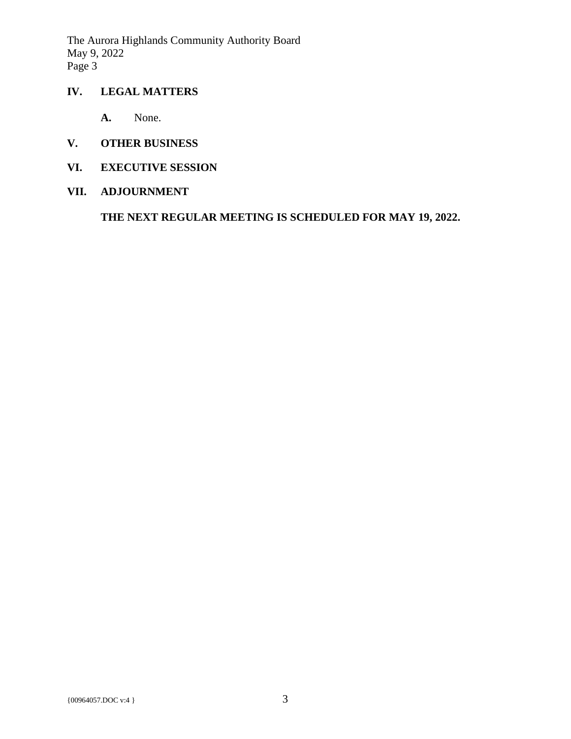## IV. LEGAL MATTERS

**A.** None.

## V. OTHER BUSINESS

## VI. EXECUTIVE SESSION

## VII. ADJOURNMENT

**THE NEXT REGULAR MEETING IS SCHEDULED FOR MAY 19, 2022.**

{00964057.DOC v:4 }